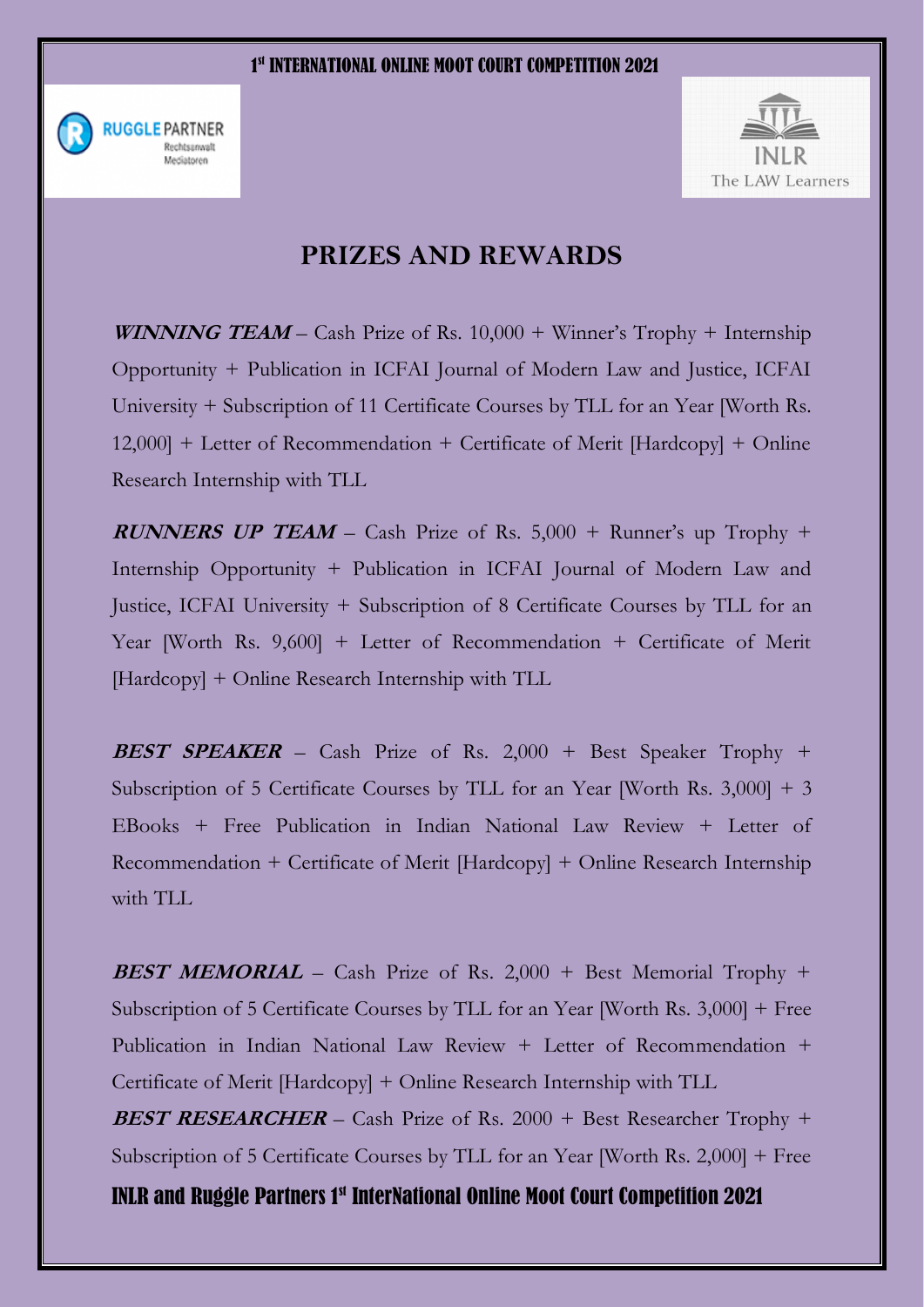## PRIZES AND REWARDS

***WINNING TEAM*** – Cash Prize of Rs. 10,000 + Winner's Trophy + Internship Opportunity + Publication in ICFAI Journal of Modern Law and Justice, ICFAI University + Subscription of 11 Certificate Courses by TLL for an Year [Worth Rs. 12,000] + Letter of Recommendation + Certificate of Merit [Hardcopy] + Online Research Internship with TLL

***RUNNERS UP TEAM*** – Cash Prize of Rs. 5,000 + Runner's up Trophy + Internship Opportunity + Publication in ICFAI Journal of Modern Law and Justice, ICFAI University + Subscription of 8 Certificate Courses by TLL for an Year [Worth Rs. 9,600] + Letter of Recommendation + Certificate of Merit [Hardcopy] + Online Research Internship with TLL

***BEST SPEAKER*** – Cash Prize of Rs. 2,000 + Best Speaker Trophy + Subscription of 5 Certificate Courses by TLL for an Year [Worth Rs. 3,000] + 3 EBooks + Free Publication in Indian National Law Review + Letter of Recommendation + Certificate of Merit [Hardcopy] + Online Research Internship with TLL

***BEST MEMORIAL*** – Cash Prize of Rs. 2,000 + Best Memorial Trophy + Subscription of 5 Certificate Courses by TLL for an Year [Worth Rs. 3,000] + Free Publication in Indian National Law Review + Letter of Recommendation + Certificate of Merit [Hardcopy] + Online Research Internship with TLL

***BEST RESEARCHER*** – Cash Prize of Rs. 2000 + Best Researcher Trophy + Subscription of 5 Certificate Courses by TLL for an Year [Worth Rs. 2,000] + Free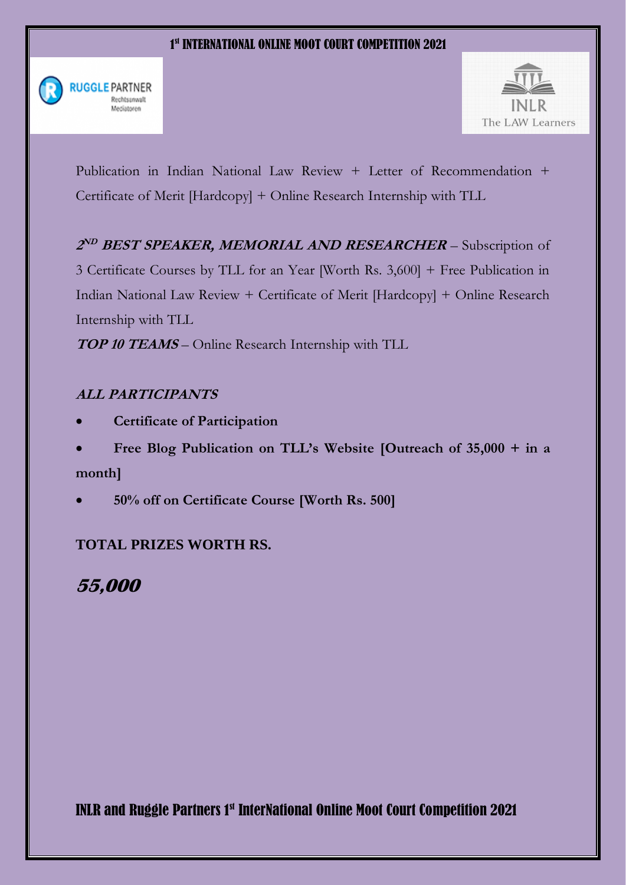Publication in Indian National Law Review + Letter of Recommendation + Certificate of Merit [Hardcopy] + Online Research Internship with TLL

***2ND BEST SPEAKER, MEMORIAL AND RESEARCHER*** – Subscription of 3 Certificate Courses by TLL for an Year [Worth Rs. 3,600] + Free Publication in Indian National Law Review + Certificate of Merit [Hardcopy] + Online Research Internship with TLL

***TOP 10 TEAMS*** – Online Research Internship with TLL

***ALL PARTICIPANTS***

- **Certificate of Participation**
- **Free Blog Publication on TLL's Website [Outreach of 35,000 + in a month]**
- **50% off on Certificate Course [Worth Rs. 500]**

**TOTAL PRIZES WORTH RS.**

***55,000***